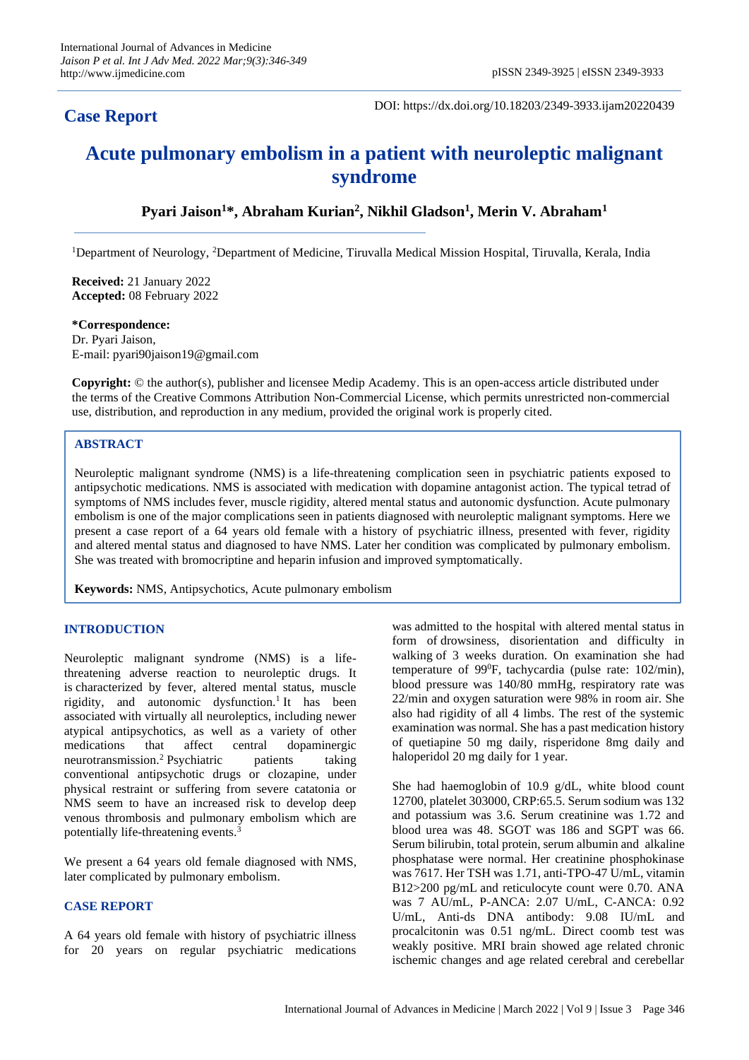## Case Report

DOI: https://dx.doi.org/10.18203/2349-3933.ijam20220439

# Acute pulmonary embolism in a patient with neuroleptic malignant syndrome

**Pyari Jaison[1]\*, Abraham Kurian[2], Nikhil Gladson[1], Merin V. Abraham[1]**

[1]Department of Neurology, [2]Department of Medicine, Tiruvalla Medical Mission Hospital, Tiruvalla, Kerala, India

**Received:** 21 January 2022
**Accepted:** 08 February 2022

**\*Correspondence:**
Dr. Pyari Jaison,
E-mail: pyari90jaison19@gmail.com

**Copyright:** © the author(s), publisher and licensee Medip Academy. This is an open-access article distributed under the terms of the Creative Commons Attribution Non-Commercial License, which permits unrestricted non-commercial use, distribution, and reproduction in any medium, provided the original work is properly cited.

## ABSTRACT

Neuroleptic malignant syndrome (NMS) is a life-threatening complication seen in psychiatric patients exposed to antipsychotic medications. NMS is associated with medication with dopamine antagonist action. The typical tetrad of symptoms of NMS includes fever, muscle rigidity, altered mental status and autonomic dysfunction. Acute pulmonary embolism is one of the major complications seen in patients diagnosed with neuroleptic malignant symptoms. Here we present a case report of a 64 years old female with a history of psychiatric illness, presented with fever, rigidity and altered mental status and diagnosed to have NMS. Later her condition was complicated by pulmonary embolism. She was treated with bromocriptine and heparin infusion and improved symptomatically.

**Keywords:** NMS, Antipsychotics, Acute pulmonary embolism

## INTRODUCTION

Neuroleptic malignant syndrome (NMS) is a life-threatening adverse reaction to neuroleptic drugs. It is characterized by fever, altered mental status, muscle rigidity, and autonomic dysfunction.[1] It has been associated with virtually all neuroleptics, including newer atypical antipsychotics, as well as a variety of other medications that affect central dopaminergic neurotransmission.[2] Psychiatric patients taking conventional antipsychotic drugs or clozapine, under physical restraint or suffering from severe catatonia or NMS seem to have an increased risk to develop deep venous thrombosis and pulmonary embolism which are potentially life-threatening events.[3]

We present a 64 years old female diagnosed with NMS, later complicated by pulmonary embolism.

## CASE REPORT

A 64 years old female with history of psychiatric illness for 20 years on regular psychiatric medications was admitted to the hospital with altered mental status in form of drowsiness, disorientation and difficulty in walking of 3 weeks duration. On examination she had temperature of 99$^{0}$F, tachycardia (pulse rate: 102/min), blood pressure was 140/80 mmHg, respiratory rate was 22/min and oxygen saturation were 98% in room air. She also had rigidity of all 4 limbs. The rest of the systemic examination was normal. She has a past medication history of quetiapine 50 mg daily, risperidone 8mg daily and haloperidol 20 mg daily for 1 year.

She had haemoglobin of 10.9 g/dL, white blood count 12700, platelet 303000, CRP:65.5. Serum sodium was 132 and potassium was 3.6. Serum creatinine was 1.72 and blood urea was 48. SGOT was 186 and SGPT was 66. Serum bilirubin, total protein, serum albumin and alkaline phosphatase were normal. Her creatinine phosphokinase was 7617. Her TSH was 1.71, anti-TPO-47 U/mL, vitamin B12>200 pg/mL and reticulocyte count were 0.70. ANA was 7 AU/mL, P-ANCA: 2.07 U/mL, C-ANCA: 0.92 U/mL, Anti-ds DNA antibody: 9.08 IU/mL and procalcitonin was 0.51 ng/mL. Direct coomb test was weakly positive. MRI brain showed age related chronic ischemic changes and age related cerebral and cerebellar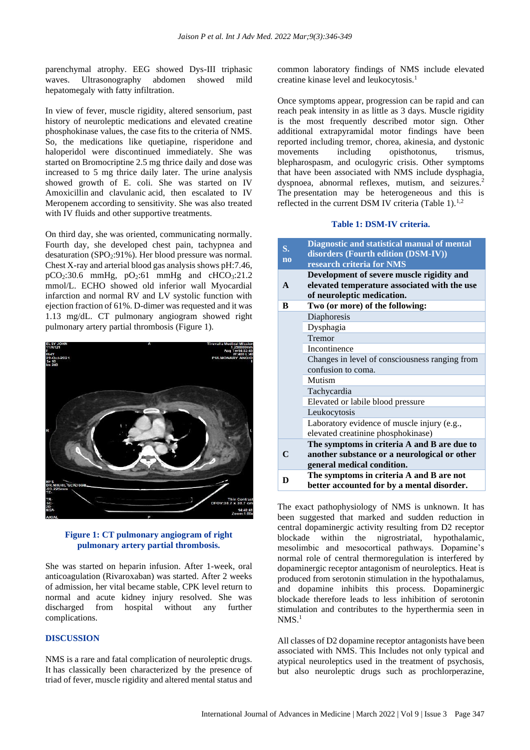parenchymal atrophy. EEG showed Dys-III triphasic waves. Ultrasonography abdomen showed mild hepatomegaly with fatty infiltration.

In view of fever, muscle rigidity, altered sensorium, past history of neuroleptic medications and elevated creatine phosphokinase values, the case fits to the criteria of NMS. So, the medications like quetiapine, risperidone and haloperidol were discontinued immediately. She was started on Bromocriptine 2.5 mg thrice daily and dose was increased to 5 mg thrice daily later. The urine analysis showed growth of E. coli. She was started on IV Amoxicillin and clavulanic acid, then escalated to IV Meropenem according to sensitivity. She was also treated with IV fluids and other supportive treatments.

On third day, she was oriented, communicating normally. Fourth day, she developed chest pain, tachypnea and desaturation ($SPO_2$:91%). Her blood pressure was normal. Chest X-ray and arterial blood gas analysis shows pH:7.46, $pCO_2$:30.6 mmHg, $pO_2$:61 mmHg and $cHCO_3$:21.2 mmol/L. ECHO showed old inferior wall Myocardial infarction and normal RV and LV systolic function with ejection fraction of 61%. D-dimer was requested and it was 1.13 mg/dL. CT pulmonary angiogram showed right pulmonary artery partial thrombosis (Figure 1).

**Figure 1: CT pulmonary angiogram of right pulmonary artery partial thrombosis.**

She was started on heparin infusion. After 1-week, oral anticoagulation (Rivaroxaban) was started. After 2 weeks of admission, her vital became stable, CPK level return to normal and acute kidney injury resolved. She was discharged from hospital without any further complications.

## DISCUSSION

NMS is a rare and fatal complication of neuroleptic drugs. It has classically been characterized by the presence of triad of fever, muscle rigidity and altered mental status and common laboratory findings of NMS include elevated creatine kinase level and leukocytosis.[1]

Once symptoms appear, progression can be rapid and can reach peak intensity in as little as 3 days. Muscle rigidity is the most frequently described motor sign. Other additional extrapyramidal motor findings have been reported including tremor, chorea, akinesia, and dystonic movements including opisthotonus, trismus, blepharospasm, and oculogyric crisis. Other symptoms that have been associated with NMS include dysphagia, dyspnoea, abnormal reflexes, mutism, and seizures.[2] The presentation may be heterogeneous and this is reflected in the current DSM IV criteria (Table 1).[1,2]

**Table 1: DSM-IV criteria.**

| S. no | Diagnostic and statistical manual of mental disorders (Fourth edition (DSM-IV)) research criteria for NMS |
|---|---|
| A | **Development of severe muscle rigidity and elevated temperature associated with the use of neuroleptic medication.** |
| B | **Two (or more) of the following:** |
| | Diaphoresis |
| | Dysphagia |
| | Tremor |
| | Incontinence |
| | Changes in level of consciousness ranging from confusion to coma. |
| | Mutism |
| | Tachycardia |
| | Elevated or labile blood pressure |
| | Leukocytosis |
| | Laboratory evidence of muscle injury (e.g., elevated creatinine phosphokinase) |
| C | **The symptoms in criteria A and B are due to another substance or a neurological or other general medical condition.** |
| D | **The symptoms in criteria A and B are not better accounted for by a mental disorder.** |

The exact pathophysiology of NMS is unknown. It has been suggested that marked and sudden reduction in central dopaminergic activity resulting from D2 receptor blockade within the nigrostriatal, hypothalamic, mesolimbic and mesocortical pathways. Dopamine's normal role of central thermoregulation is interfered by dopaminergic receptor antagonism of neuroleptics. Heat is produced from serotonin stimulation in the hypothalamus, and dopamine inhibits this process. Dopaminergic blockade therefore leads to less inhibition of serotonin stimulation and contributes to the hyperthermia seen in NMS.[1]

All classes of D2 dopamine receptor antagonists have been associated with NMS. This Includes not only typical and atypical neuroleptics used in the treatment of psychosis, but also neuroleptic drugs such as prochlorperazine,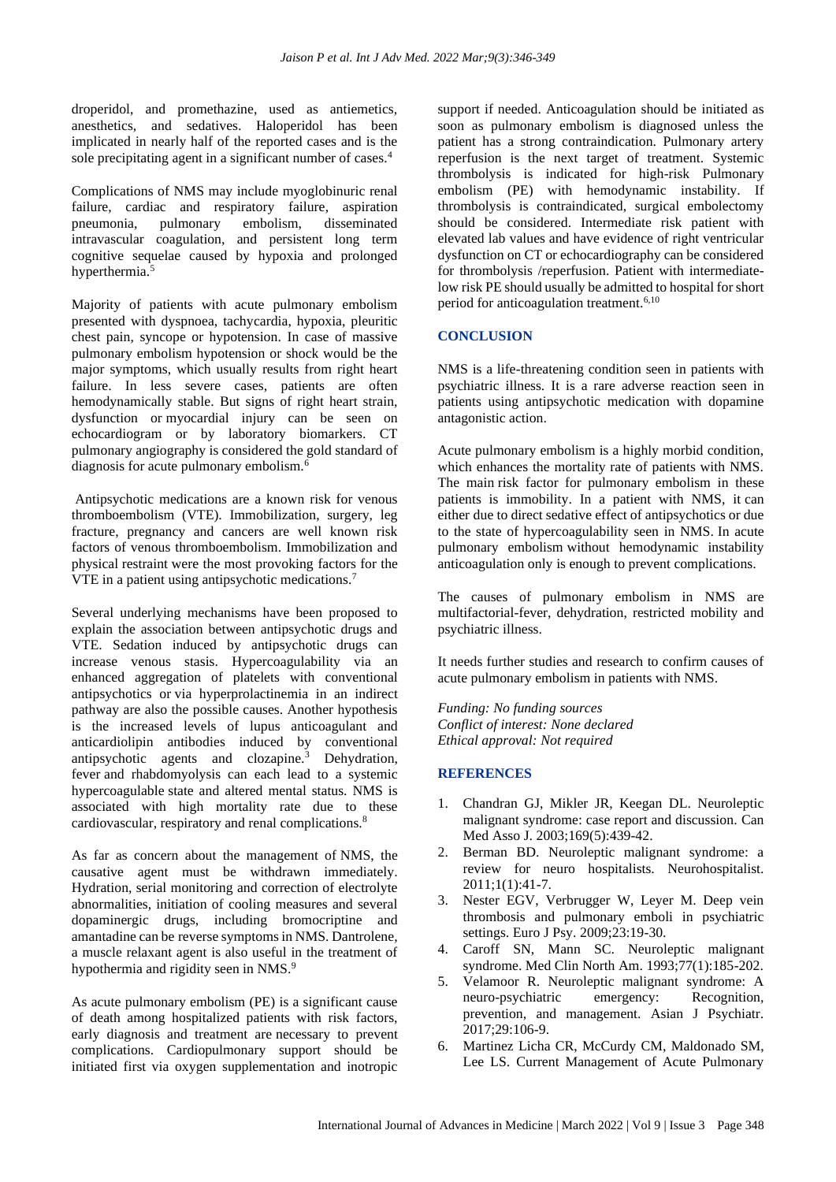droperidol, and promethazine, used as antiemetics, anesthetics, and sedatives. Haloperidol has been implicated in nearly half of the reported cases and is the sole precipitating agent in a significant number of cases.[4]

Complications of NMS may include myoglobinuric renal failure, cardiac and respiratory failure, aspiration pneumonia, pulmonary embolism, disseminated intravascular coagulation, and persistent long term cognitive sequelae caused by hypoxia and prolonged hyperthermia.[5]

Majority of patients with acute pulmonary embolism presented with dyspnoea, tachycardia, hypoxia, pleuritic chest pain, syncope or hypotension. In case of massive pulmonary embolism hypotension or shock would be the major symptoms, which usually results from right heart failure. In less severe cases, patients are often hemodynamically stable. But signs of right heart strain, dysfunction or myocardial injury can be seen on echocardiogram or by laboratory biomarkers. CT pulmonary angiography is considered the gold standard of diagnosis for acute pulmonary embolism.[6]

Antipsychotic medications are a known risk for venous thromboembolism (VTE). Immobilization, surgery, leg fracture, pregnancy and cancers are well known risk factors of venous thromboembolism. Immobilization and physical restraint were the most provoking factors for the VTE in a patient using antipsychotic medications.[7]

Several underlying mechanisms have been proposed to explain the association between antipsychotic drugs and VTE. Sedation induced by antipsychotic drugs can increase venous stasis. Hypercoagulability via an enhanced aggregation of platelets with conventional antipsychotics or via hyperprolactinemia in an indirect pathway are also the possible causes. Another hypothesis is the increased levels of lupus anticoagulant and anticardiolipin antibodies induced by conventional antipsychotic agents and clozapine.[3] Dehydration, fever and rhabdomyolysis can each lead to a systemic hypercoagulable state and altered mental status. NMS is associated with high mortality rate due to these cardiovascular, respiratory and renal complications.[8]

As far as concern about the management of NMS, the causative agent must be withdrawn immediately. Hydration, serial monitoring and correction of electrolyte abnormalities, initiation of cooling measures and several dopaminergic drugs, including bromocriptine and amantadine can be reverse symptoms in NMS. Dantrolene, a muscle relaxant agent is also useful in the treatment of hypothermia and rigidity seen in NMS.[9]

As acute pulmonary embolism (PE) is a significant cause of death among hospitalized patients with risk factors, early diagnosis and treatment are necessary to prevent complications. Cardiopulmonary support should be initiated first via oxygen supplementation and inotropic support if needed. Anticoagulation should be initiated as soon as pulmonary embolism is diagnosed unless the patient has a strong contraindication. Pulmonary artery reperfusion is the next target of treatment. Systemic thrombolysis is indicated for high-risk Pulmonary embolism (PE) with hemodynamic instability. If thrombolysis is contraindicated, surgical embolectomy should be considered. Intermediate risk patient with elevated lab values and have evidence of right ventricular dysfunction on CT or echocardiography can be considered for thrombolysis /reperfusion. Patient with intermediate-low risk PE should usually be admitted to hospital for short period for anticoagulation treatment.[6,10]

## CONCLUSION

NMS is a life-threatening condition seen in patients with psychiatric illness. It is a rare adverse reaction seen in patients using antipsychotic medication with dopamine antagonistic action.

Acute pulmonary embolism is a highly morbid condition, which enhances the mortality rate of patients with NMS. The main risk factor for pulmonary embolism in these patients is immobility. In a patient with NMS, it can either due to direct sedative effect of antipsychotics or due to the state of hypercoagulability seen in NMS. In acute pulmonary embolism without hemodynamic instability anticoagulation only is enough to prevent complications.

The causes of pulmonary embolism in NMS are multifactorial-fever, dehydration, restricted mobility and psychiatric illness.

It needs further studies and research to confirm causes of acute pulmonary embolism in patients with NMS.

*Funding: No funding sources*
*Conflict of interest: None declared*
*Ethical approval: Not required*

## REFERENCES

1. Chandran GJ, Mikler JR, Keegan DL. Neuroleptic malignant syndrome: case report and discussion. Can Med Asso J. 2003;169(5):439-42.
2. Berman BD. Neuroleptic malignant syndrome: a review for neuro hospitalists. Neurohospitalist. 2011;1(1):41-7.
3. Nester EGV, Verbrugger W, Leyer M. Deep vein thrombosis and pulmonary emboli in psychiatric settings. Euro J Psy. 2009;23:19-30.
4. Caroff SN, Mann SC. Neuroleptic malignant syndrome. Med Clin North Am. 1993;77(1):185-202.
5. Velamoor R. Neuroleptic malignant syndrome: A neuro-psychiatric emergency: Recognition, prevention, and management. Asian J Psychiatr. 2017;29:106-9.
6. Martinez Licha CR, McCurdy CM, Maldonado SM, Lee LS. Current Management of Acute Pulmonary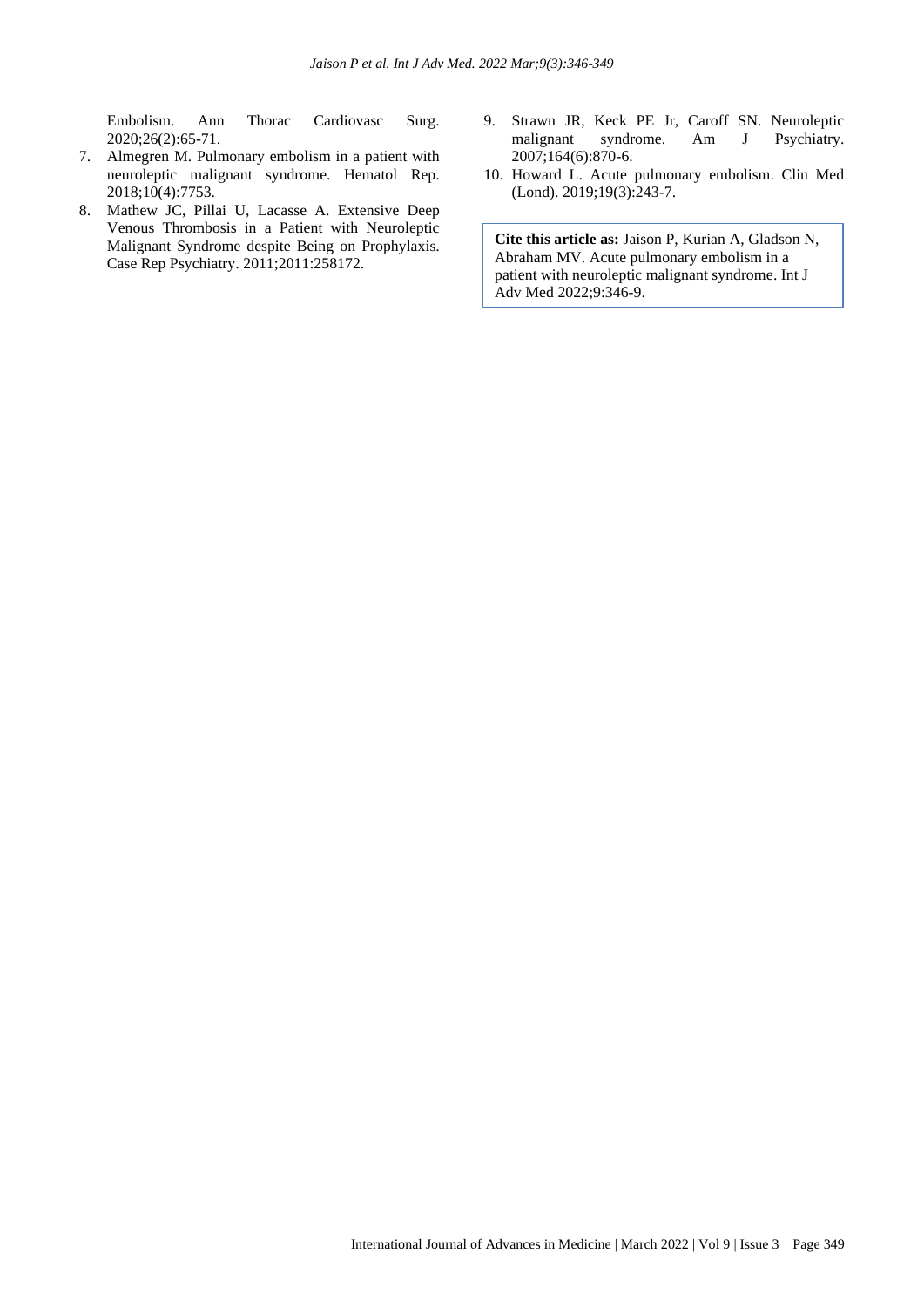Embolism. Ann Thorac Cardiovasc Surg. 2020;26(2):65-71.

7. Almegren M. Pulmonary embolism in a patient with neuroleptic malignant syndrome. Hematol Rep. 2018;10(4):7753.
8. Mathew JC, Pillai U, Lacasse A. Extensive Deep Venous Thrombosis in a Patient with Neuroleptic Malignant Syndrome despite Being on Prophylaxis. Case Rep Psychiatry. 2011;2011:258172.
9. Strawn JR, Keck PE Jr, Caroff SN. Neuroleptic malignant syndrome. Am J Psychiatry. 2007;164(6):870-6.
10. Howard L. Acute pulmonary embolism. Clin Med (Lond). 2019;19(3):243-7.

**Cite this article as:** Jaison P, Kurian A, Gladson N, Abraham MV. Acute pulmonary embolism in a patient with neuroleptic malignant syndrome. Int J Adv Med 2022;9:346-9.